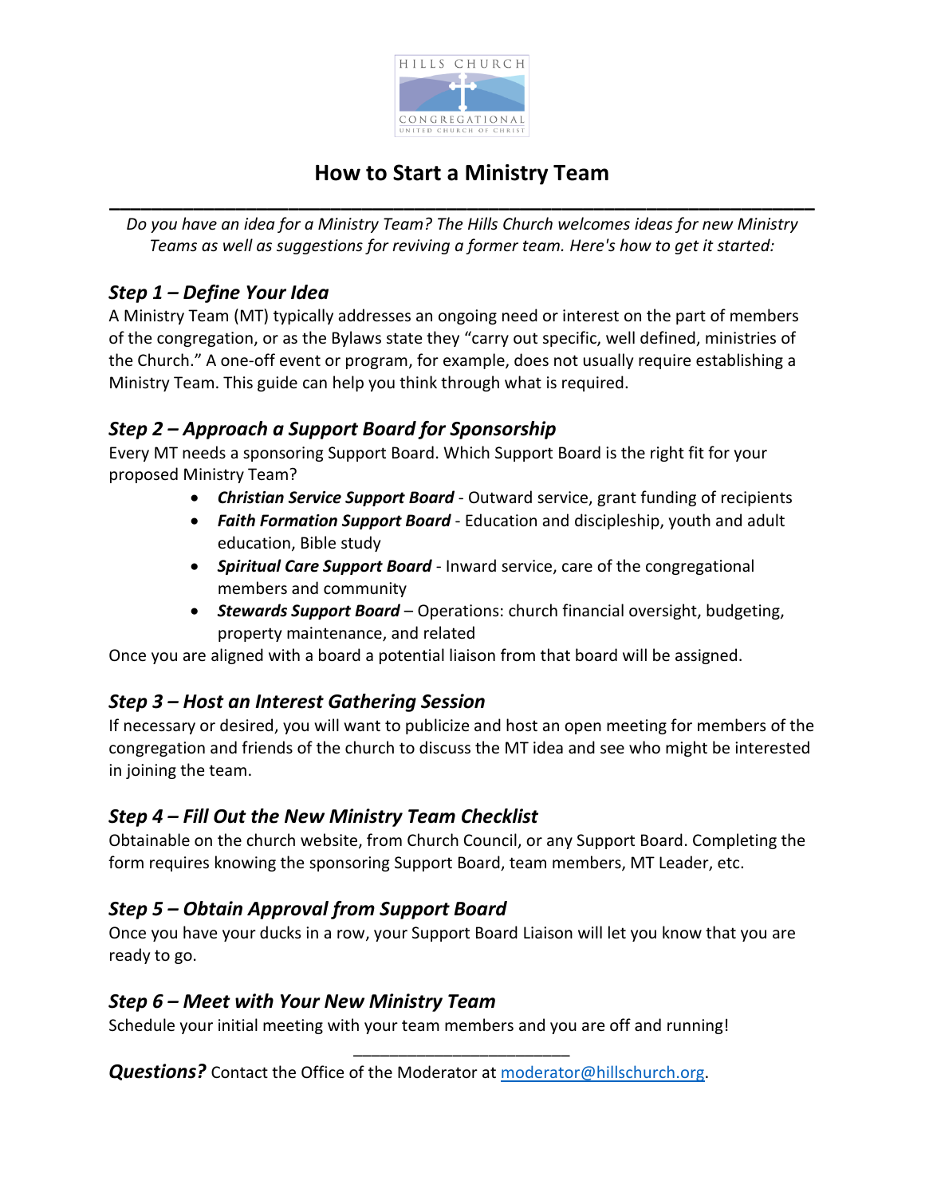# How to Start a Ministry Team

---

*Do you have an idea for a Ministry Team? The Hills Church welcomes ideas for new Ministry Teams as well as suggestions for reviving a former team. Here's how to get it started:*

## *Step 1 – Define Your Idea*

A Ministry Team (MT) typically addresses an ongoing need or interest on the part of members of the congregation, or as the Bylaws state they "carry out specific, well defined, ministries of the Church." A one-off event or program, for example, does not usually require establishing a Ministry Team. This guide can help you think through what is required.

## *Step 2 – Approach a Support Board for Sponsorship*

Every MT needs a sponsoring Support Board. Which Support Board is the right fit for your proposed Ministry Team?

- ***Christian Service Support Board*** - Outward service, grant funding of recipients
- ***Faith Formation Support Board*** - Education and discipleship, youth and adult education, Bible study
- ***Spiritual Care Support Board*** - Inward service, care of the congregational members and community
- ***Stewards Support Board*** – Operations: church financial oversight, budgeting, property maintenance, and related

Once you are aligned with a board a potential liaison from that board will be assigned.

## *Step 3 – Host an Interest Gathering Session*

If necessary or desired, you will want to publicize and host an open meeting for members of the congregation and friends of the church to discuss the MT idea and see who might be interested in joining the team.

## *Step 4 – Fill Out the New Ministry Team Checklist*

Obtainable on the church website, from Church Council, or any Support Board. Completing the form requires knowing the sponsoring Support Board, team members, MT Leader, etc.

## *Step 5 – Obtain Approval from Support Board*

Once you have your ducks in a row, your Support Board Liaison will let you know that you are ready to go.

## *Step 6 – Meet with Your New Ministry Team*

Schedule your initial meeting with your team members and you are off and running!

---

***Questions?*** Contact the Office of the Moderator at moderator@hillschurch.org.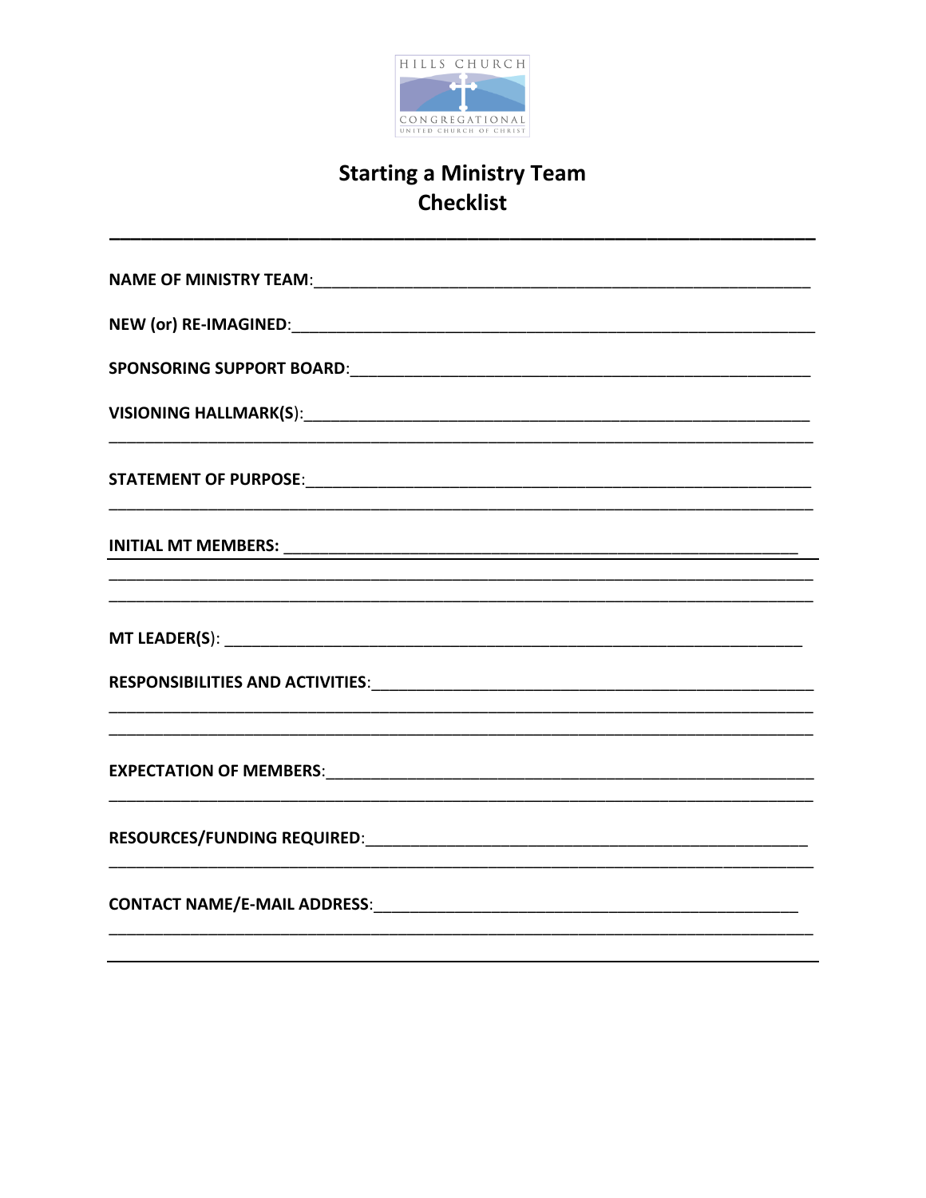HILLS CHURCH

CONGREGATIONAL

UNITED CHURCH OF CHRIST

# Starting a Ministry Team
# Checklist

---

**NAME OF MINISTRY TEAM**:______________________________________________________

**NEW (or) RE-IMAGINED**:_________________________________________________________

**SPONSORING SUPPORT BOARD**:__________________________________________________

**VISIONING HALLMARK(S)**:_______________________________________________________
______________________________________________________________________________

**STATEMENT OF PURPOSE**:_______________________________________________________
______________________________________________________________________________

**INITIAL MT MEMBERS:** _________________________________________________________
______________________________________________________________________________
______________________________________________________________________________

**MT LEADER(S)**: ______________________________________________________________

**RESPONSIBILITIES AND ACTIVITIES**:______________________________________________
______________________________________________________________________________
______________________________________________________________________________

**EXPECTATION OF MEMBERS**:_____________________________________________________
______________________________________________________________________________

**RESOURCES/FUNDING REQUIRED**:_________________________________________________
______________________________________________________________________________

**CONTACT NAME/E-MAIL ADDRESS**:_______________________________________________
______________________________________________________________________________